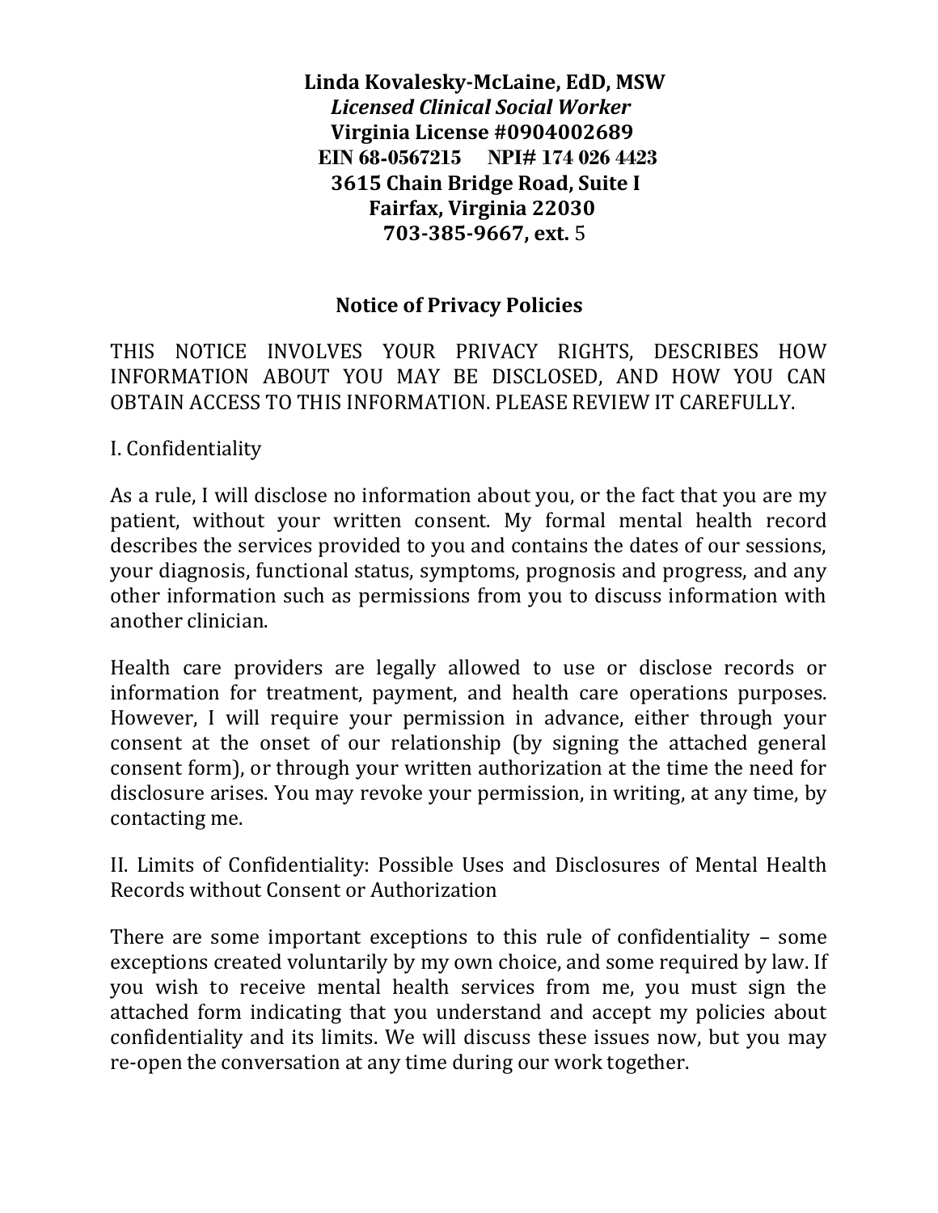**Linda Kovalesky-McLaine, EdD, MSW**
***Licensed Clinical Social Worker***
**Virginia License #0904002689**
**EIN 68-0567215 NPI# 174 026 4423**
**3615 Chain Bridge Road, Suite I**
**Fairfax, Virginia 22030**
**703-385-9667, ext.** 5

## Notice of Privacy Policies

THIS NOTICE INVOLVES YOUR PRIVACY RIGHTS, DESCRIBES HOW INFORMATION ABOUT YOU MAY BE DISCLOSED, AND HOW YOU CAN OBTAIN ACCESS TO THIS INFORMATION. PLEASE REVIEW IT CAREFULLY.

I. Confidentiality

As a rule, I will disclose no information about you, or the fact that you are my patient, without your written consent. My formal mental health record describes the services provided to you and contains the dates of our sessions, your diagnosis, functional status, symptoms, prognosis and progress, and any other information such as permissions from you to discuss information with another clinician.

Health care providers are legally allowed to use or disclose records or information for treatment, payment, and health care operations purposes. However, I will require your permission in advance, either through your consent at the onset of our relationship (by signing the attached general consent form), or through your written authorization at the time the need for disclosure arises. You may revoke your permission, in writing, at any time, by contacting me.

II. Limits of Confidentiality: Possible Uses and Disclosures of Mental Health Records without Consent or Authorization

There are some important exceptions to this rule of confidentiality – some exceptions created voluntarily by my own choice, and some required by law. If you wish to receive mental health services from me, you must sign the attached form indicating that you understand and accept my policies about confidentiality and its limits. We will discuss these issues now, but you may re-open the conversation at any time during our work together.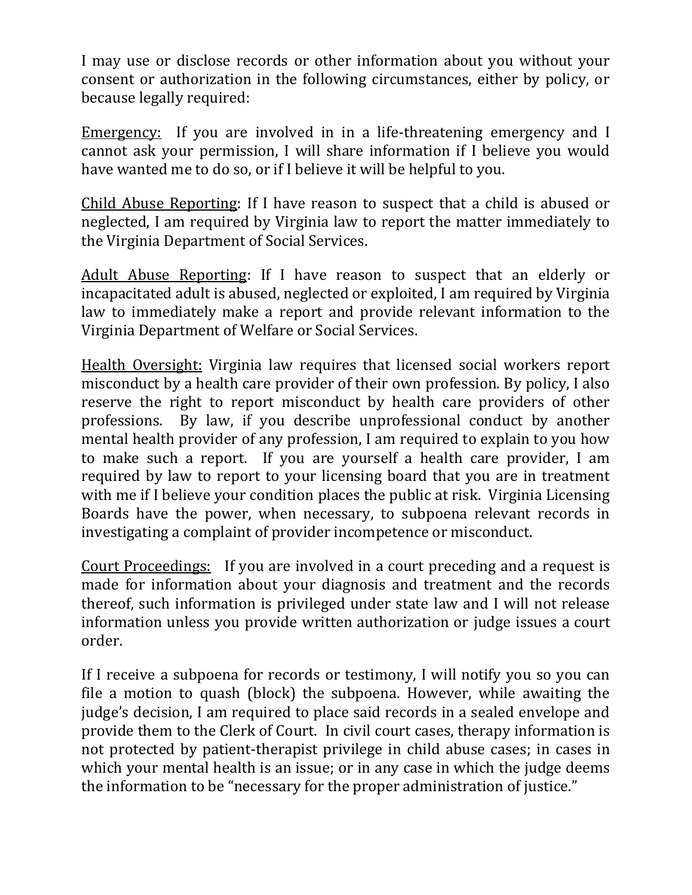I may use or disclose records or other information about you without your consent or authorization in the following circumstances, either by policy, or because legally required:

<u>Emergency:</u> If you are involved in in a life-threatening emergency and I cannot ask your permission, I will share information if I believe you would have wanted me to do so, or if I believe it will be helpful to you.

<u>Child Abuse Reporting</u>: If I have reason to suspect that a child is abused or neglected, I am required by Virginia law to report the matter immediately to the Virginia Department of Social Services.

<u>Adult Abuse Reporting</u>: If I have reason to suspect that an elderly or incapacitated adult is abused, neglected or exploited, I am required by Virginia law to immediately make a report and provide relevant information to the Virginia Department of Welfare or Social Services.

<u>Health Oversight:</u> Virginia law requires that licensed social workers report misconduct by a health care provider of their own profession. By policy, I also reserve the right to report misconduct by health care providers of other professions. By law, if you describe unprofessional conduct by another mental health provider of any profession, I am required to explain to you how to make such a report. If you are yourself a health care provider, I am required by law to report to your licensing board that you are in treatment with me if I believe your condition places the public at risk. Virginia Licensing Boards have the power, when necessary, to subpoena relevant records in investigating a complaint of provider incompetence or misconduct.

<u>Court Proceedings:</u> If you are involved in a court preceding and a request is made for information about your diagnosis and treatment and the records thereof, such information is privileged under state law and I will not release information unless you provide written authorization or judge issues a court order.

If I receive a subpoena for records or testimony, I will notify you so you can file a motion to quash (block) the subpoena. However, while awaiting the judge's decision, I am required to place said records in a sealed envelope and provide them to the Clerk of Court. In civil court cases, therapy information is not protected by patient-therapist privilege in child abuse cases; in cases in which your mental health is an issue; or in any case in which the judge deems the information to be "necessary for the proper administration of justice."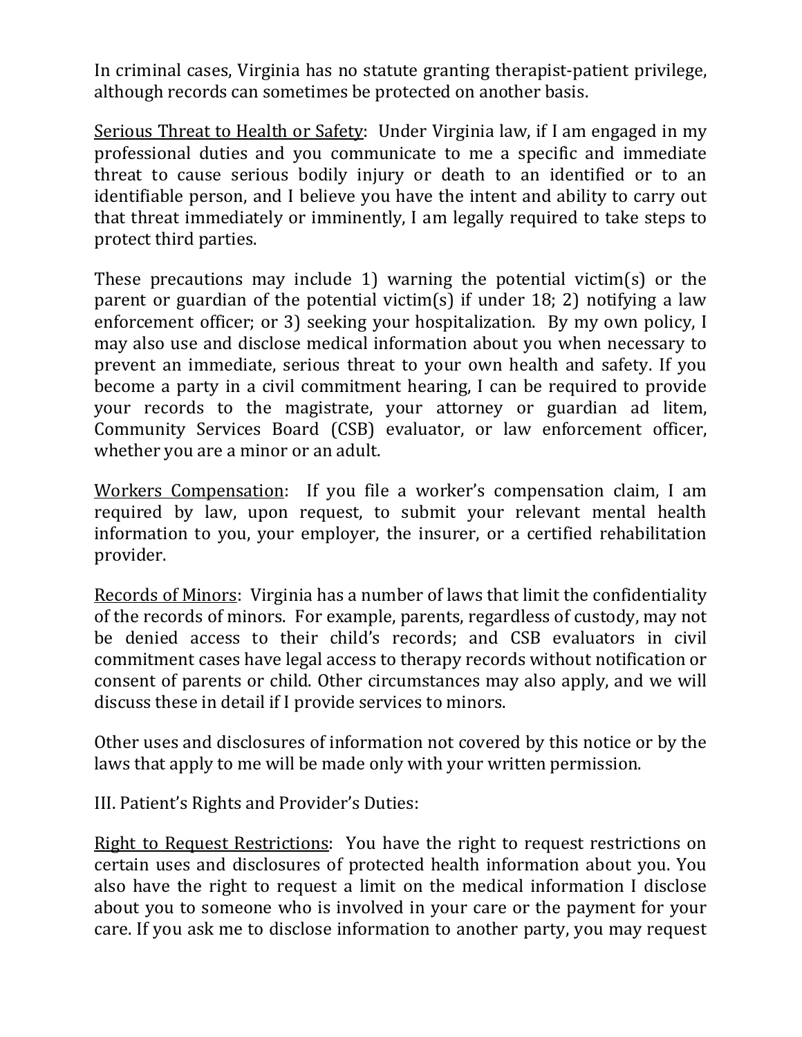In criminal cases, Virginia has no statute granting therapist-patient privilege, although records can sometimes be protected on another basis.

<u>Serious Threat to Health or Safety</u>: Under Virginia law, if I am engaged in my professional duties and you communicate to me a specific and immediate threat to cause serious bodily injury or death to an identified or to an identifiable person, and I believe you have the intent and ability to carry out that threat immediately or imminently, I am legally required to take steps to protect third parties.

These precautions may include 1) warning the potential victim(s) or the parent or guardian of the potential victim(s) if under 18; 2) notifying a law enforcement officer; or 3) seeking your hospitalization. By my own policy, I may also use and disclose medical information about you when necessary to prevent an immediate, serious threat to your own health and safety. If you become a party in a civil commitment hearing, I can be required to provide your records to the magistrate, your attorney or guardian ad litem, Community Services Board (CSB) evaluator, or law enforcement officer, whether you are a minor or an adult.

<u>Workers Compensation</u>: If you file a worker's compensation claim, I am required by law, upon request, to submit your relevant mental health information to you, your employer, the insurer, or a certified rehabilitation provider.

<u>Records of Minors</u>: Virginia has a number of laws that limit the confidentiality of the records of minors. For example, parents, regardless of custody, may not be denied access to their child's records; and CSB evaluators in civil commitment cases have legal access to therapy records without notification or consent of parents or child. Other circumstances may also apply, and we will discuss these in detail if I provide services to minors.

Other uses and disclosures of information not covered by this notice or by the laws that apply to me will be made only with your written permission.

III. Patient's Rights and Provider's Duties:

<u>Right to Request Restrictions</u>: You have the right to request restrictions on certain uses and disclosures of protected health information about you. You also have the right to request a limit on the medical information I disclose about you to someone who is involved in your care or the payment for your care. If you ask me to disclose information to another party, you may request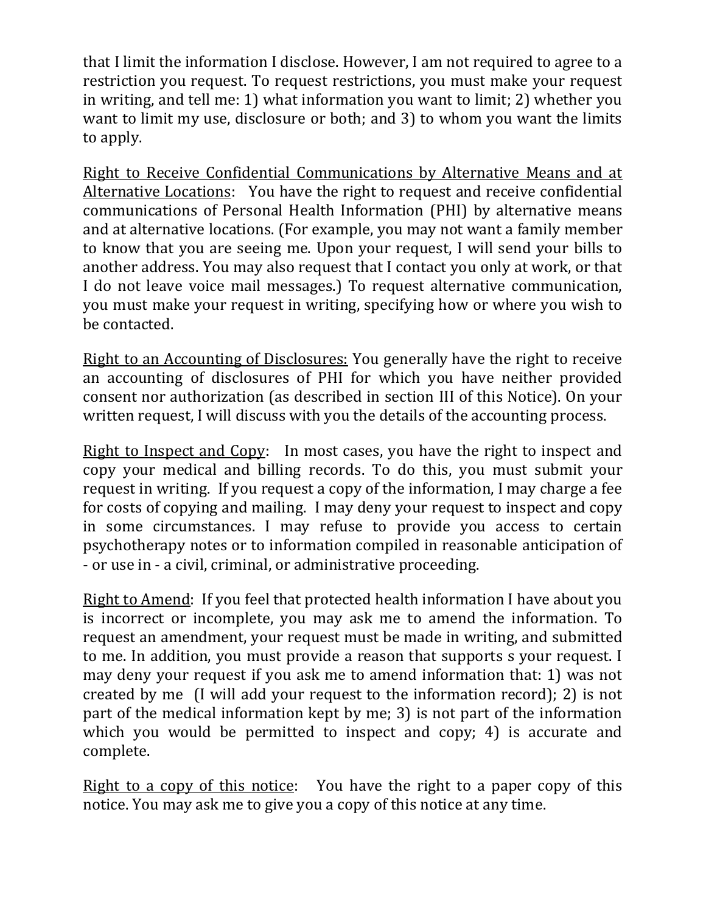that I limit the information I disclose. However, I am not required to agree to a restriction you request. To request restrictions, you must make your request in writing, and tell me: 1) what information you want to limit; 2) whether you want to limit my use, disclosure or both; and 3) to whom you want the limits to apply.

Right to Receive Confidential Communications by Alternative Means and at Alternative Locations: You have the right to request and receive confidential communications of Personal Health Information (PHI) by alternative means and at alternative locations. (For example, you may not want a family member to know that you are seeing me. Upon your request, I will send your bills to another address. You may also request that I contact you only at work, or that I do not leave voice mail messages.) To request alternative communication, you must make your request in writing, specifying how or where you wish to be contacted.

Right to an Accounting of Disclosures: You generally have the right to receive an accounting of disclosures of PHI for which you have neither provided consent nor authorization (as described in section III of this Notice). On your written request, I will discuss with you the details of the accounting process.

Right to Inspect and Copy: In most cases, you have the right to inspect and copy your medical and billing records. To do this, you must submit your request in writing. If you request a copy of the information, I may charge a fee for costs of copying and mailing. I may deny your request to inspect and copy in some circumstances. I may refuse to provide you access to certain psychotherapy notes or to information compiled in reasonable anticipation of - or use in - a civil, criminal, or administrative proceeding.

Right to Amend: If you feel that protected health information I have about you is incorrect or incomplete, you may ask me to amend the information. To request an amendment, your request must be made in writing, and submitted to me. In addition, you must provide a reason that supports s your request. I may deny your request if you ask me to amend information that: 1) was not created by me (I will add your request to the information record); 2) is not part of the medical information kept by me; 3) is not part of the information which you would be permitted to inspect and copy; 4) is accurate and complete.

Right to a copy of this notice: You have the right to a paper copy of this notice. You may ask me to give you a copy of this notice at any time.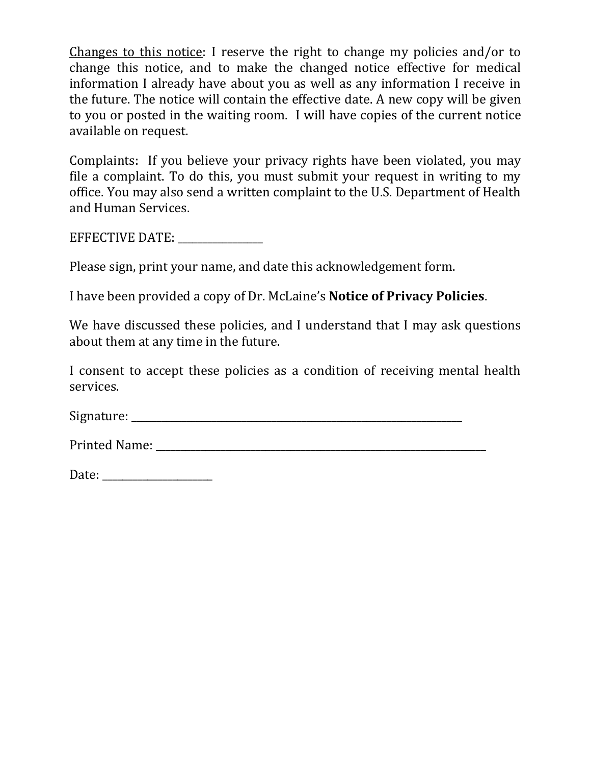<u>Changes to this notice</u>: I reserve the right to change my policies and/or to change this notice, and to make the changed notice effective for medical information I already have about you as well as any information I receive in the future. The notice will contain the effective date. A new copy will be given to you or posted in the waiting room. I will have copies of the current notice available on request.

<u>Complaints</u>: If you believe your privacy rights have been violated, you may file a complaint. To do this, you must submit your request in writing to my office. You may also send a written complaint to the U.S. Department of Health and Human Services.

EFFECTIVE DATE: _______________

Please sign, print your name, and date this acknowledgement form.

I have been provided a copy of Dr. McLaine's **Notice of Privacy Policies**.

We have discussed these policies, and I understand that I may ask questions about them at any time in the future.

I consent to accept these policies as a condition of receiving mental health services.

Signature: ____________________________________________________________

Printed Name: ____________________________________________________________

Date: ____________________